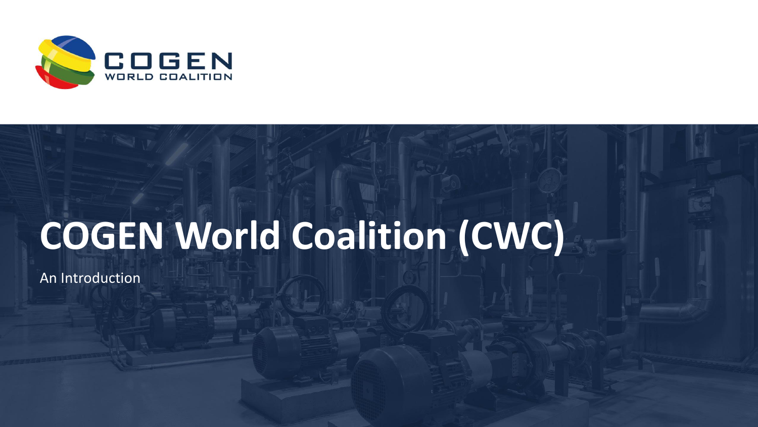# COGEN World Coalition (CWC)

An Introduction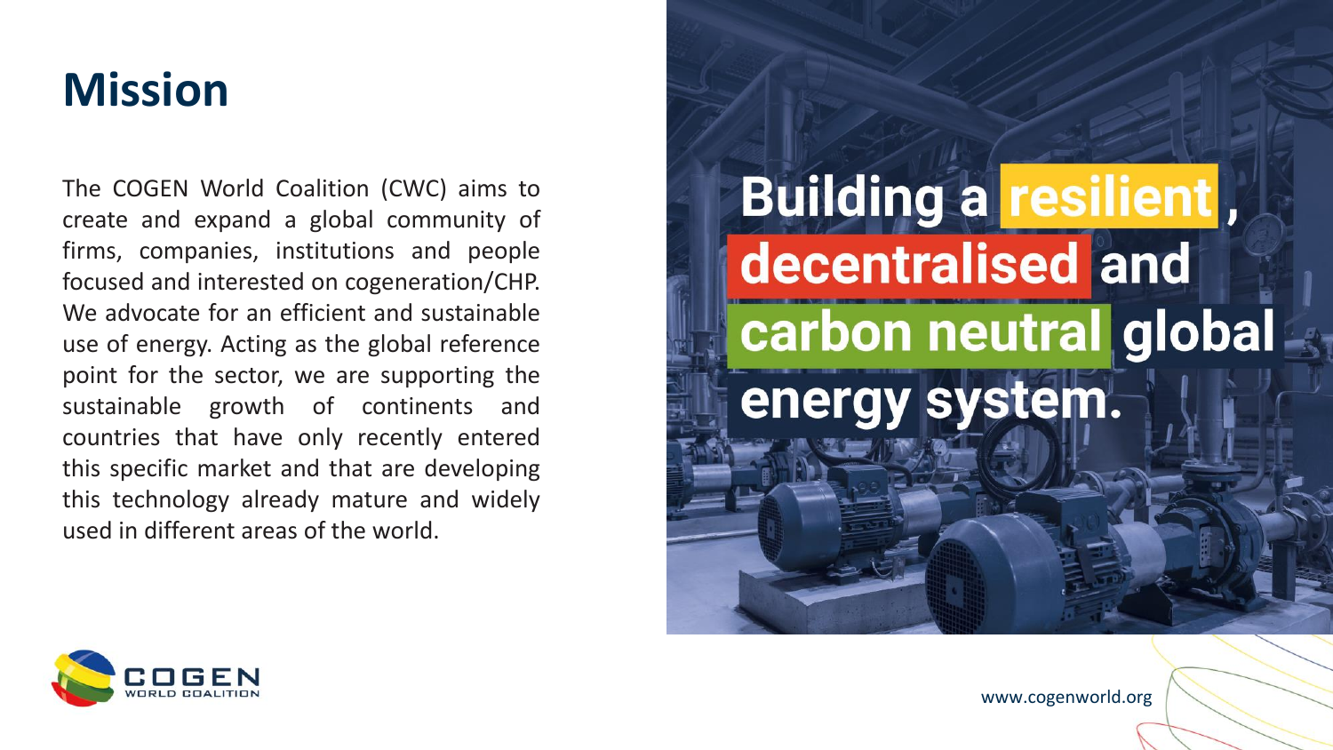# Mission

The COGEN World Coalition (CWC) aims to create and expand a global community of firms, companies, institutions and people focused and interested on cogeneration/CHP. We advocate for an efficient and sustainable use of energy. Acting as the global reference point for the sector, we are supporting the sustainable growth of continents and countries that have only recently entered this specific market and that are developing this technology already mature and widely used in different areas of the world.

**Building a resilient, decentralised and carbon neutral global energy system.**

www.cogenworld.org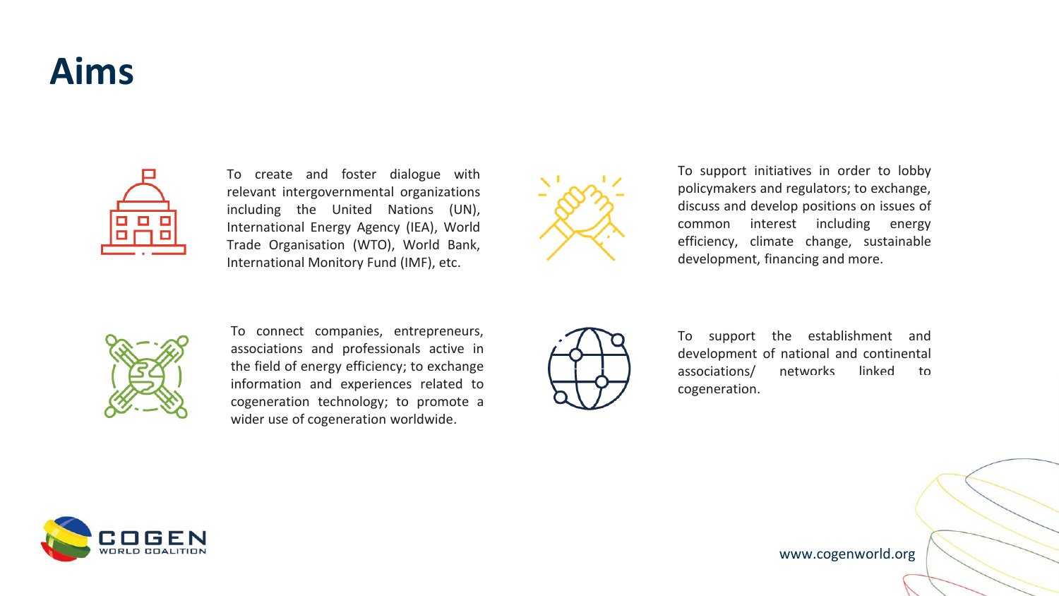# Aims

To create and foster dialogue with relevant intergovernmental organizations including the United Nations (UN), International Energy Agency (IEA), World Trade Organisation (WTO), World Bank, International Monitory Fund (IMF), etc.

To support initiatives in order to lobby policymakers and regulators; to exchange, discuss and develop positions on issues of common interest including energy efficiency, climate change, sustainable development, financing and more.

To connect companies, entrepreneurs, associations and professionals active in the field of energy efficiency; to exchange information and experiences related to cogeneration technology; to promote a wider use of cogeneration worldwide.

To support the establishment and development of national and continental associations/ networks linked to cogeneration.

www.cogenworld.org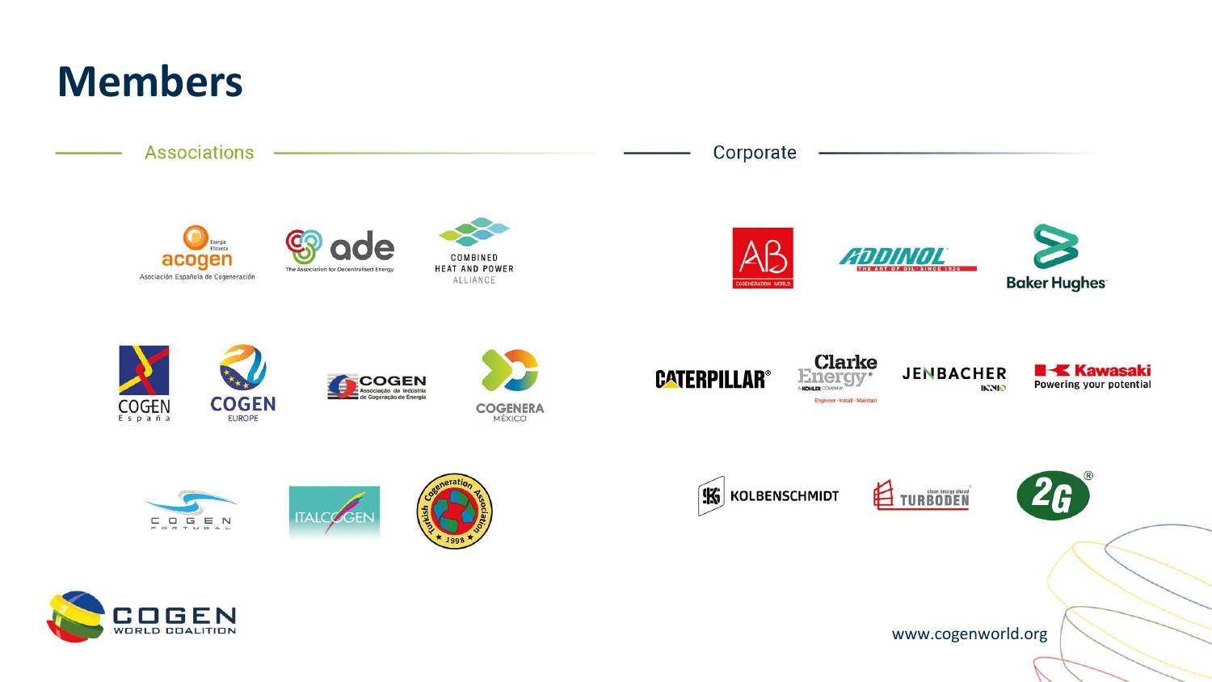# Members

## Associations

acogen — Asociación Española de Cogeneración

ade — The Association for Decentralised Energy

COMBINED HEAT AND POWER ALLIANCE

COGEN España

COGEN EUROPE

COGEN — Associação da Indústria de Cogeração de Energia

COGENERA MÉXICO

COGEN PORTUGAL

ITALCOGEN

Turkish Cogeneration Association 1998

## Corporate

AB — COGENERATION WORLD

ADDINOL — THE ART OF OIL · SINCE 1936

Baker Hughes

CATERPILLAR

Clarke Energy — A KOHLER COMPANY — Engineer · Install · Maintain

JENBACHER — INNIO

Kawasaki — Powering your potential

KOLBENSCHMIDT

TURBODEN — clean energy ahead

2G

COGEN WORLD COALITION

www.cogenworld.org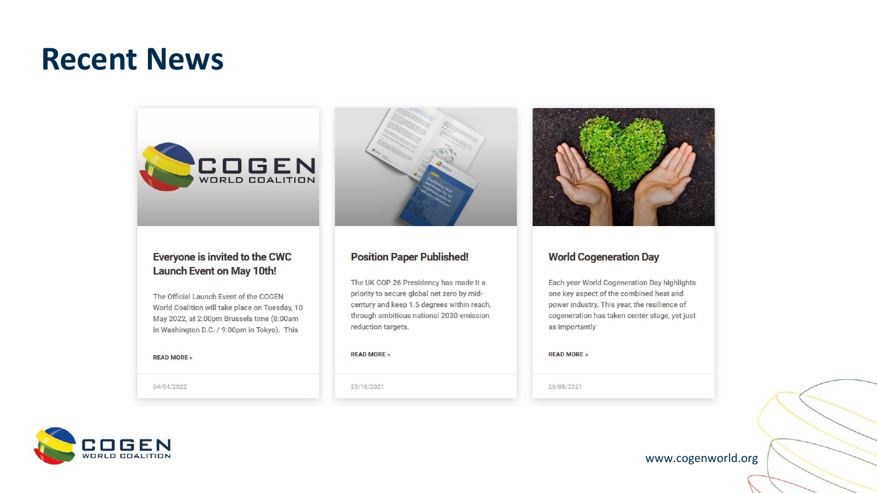# Recent News

### Everyone is invited to the CWC Launch Event on May 10th!

The Official Launch Event of the COGEN World Coalition will take place on Tuesday, 10 May 2022, at 2:00pm Brussels time (8:00am in Washington D.C. / 9:00pm in Tokyo). This

READ MORE »

04/04/2022

### Position Paper Published!

The UK COP 26 Presidency has made it a priority to secure global net zero by mid-century and keep 1.5 degrees within reach, through ambitious national 2030 emission reduction targets.

READ MORE »

25/10/2021

### World Cogeneration Day

Each year World Cogeneration Day highlights one key aspect of the combined heat and power industry. This year, the resilience of cogeneration has taken center stage, yet just as importantly

READ MORE »

26/08/2021

www.cogenworld.org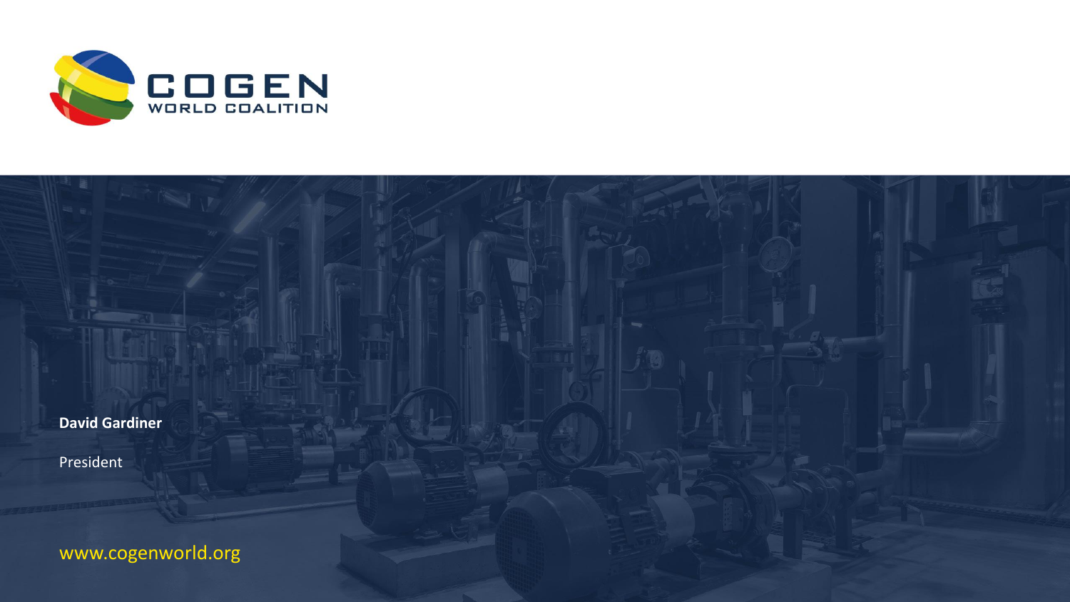COGEN

WORLD COALITION

**David Gardiner**

President

www.cogenworld.org